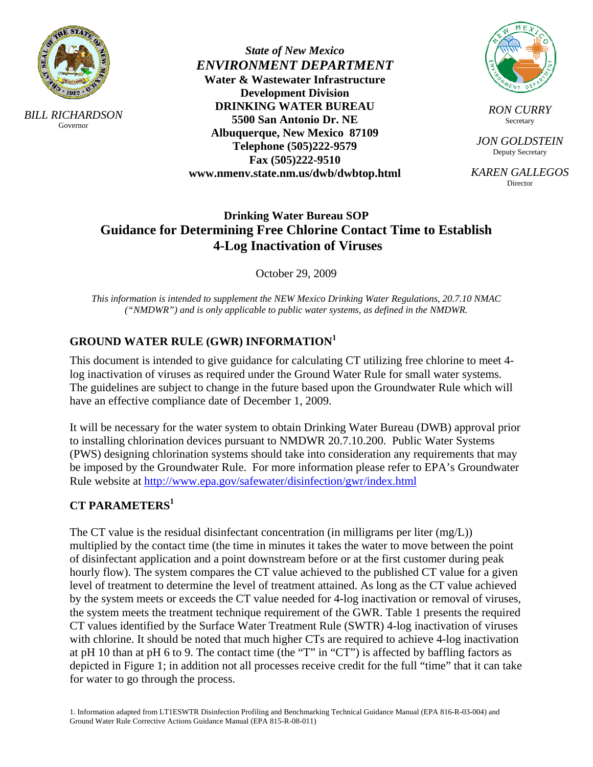*BILL RICHARDSON*
Governor

*State of New Mexico*
***ENVIRONMENT DEPARTMENT***
**Water & Wastewater Infrastructure Development Division**
**DRINKING WATER BUREAU**
**5500 San Antonio Dr. NE**
**Albuquerque, New Mexico 87109**
**Telephone (505)222-9579**
**Fax (505)222-9510**
**www.nmenv.state.nm.us/dwb/dwbtop.html**

*RON CURRY*
Secretary

*JON GOLDSTEIN*
Deputy Secretary

*KAREN GALLEGOS*
Director

## Drinking Water Bureau SOP
# Guidance for Determining Free Chlorine Contact Time to Establish 4-Log Inactivation of Viruses

October 29, 2009

*This information is intended to supplement the NEW Mexico Drinking Water Regulations, 20.7.10 NMAC ("NMDWR") and is only applicable to public water systems, as defined in the NMDWR.*

## GROUND WATER RULE (GWR) INFORMATION[1]

This document is intended to give guidance for calculating CT utilizing free chlorine to meet 4-log inactivation of viruses as required under the Ground Water Rule for small water systems. The guidelines are subject to change in the future based upon the Groundwater Rule which will have an effective compliance date of December 1, 2009.

It will be necessary for the water system to obtain Drinking Water Bureau (DWB) approval prior to installing chlorination devices pursuant to NMDWR 20.7.10.200. Public Water Systems (PWS) designing chlorination systems should take into consideration any requirements that may be imposed by the Groundwater Rule. For more information please refer to EPA's Groundwater Rule website at http://www.epa.gov/safewater/disinfection/gwr/index.html

## CT PARAMETERS[1]

The CT value is the residual disinfectant concentration (in milligrams per liter (mg/L)) multiplied by the contact time (the time in minutes it takes the water to move between the point of disinfectant application and a point downstream before or at the first customer during peak hourly flow). The system compares the CT value achieved to the published CT value for a given level of treatment to determine the level of treatment attained. As long as the CT value achieved by the system meets or exceeds the CT value needed for 4-log inactivation or removal of viruses, the system meets the treatment technique requirement of the GWR. Table 1 presents the required CT values identified by the Surface Water Treatment Rule (SWTR) 4-log inactivation of viruses with chlorine. It should be noted that much higher CTs are required to achieve 4-log inactivation at pH 10 than at pH 6 to 9. The contact time (the "T" in "CT") is affected by baffling factors as depicted in Figure 1; in addition not all processes receive credit for the full "time" that it can take for water to go through the process.

1. Information adapted from LT1ESWTR Disinfection Profiling and Benchmarking Technical Guidance Manual (EPA 816-R-03-004) and Ground Water Rule Corrective Actions Guidance Manual (EPA 815-R-08-011)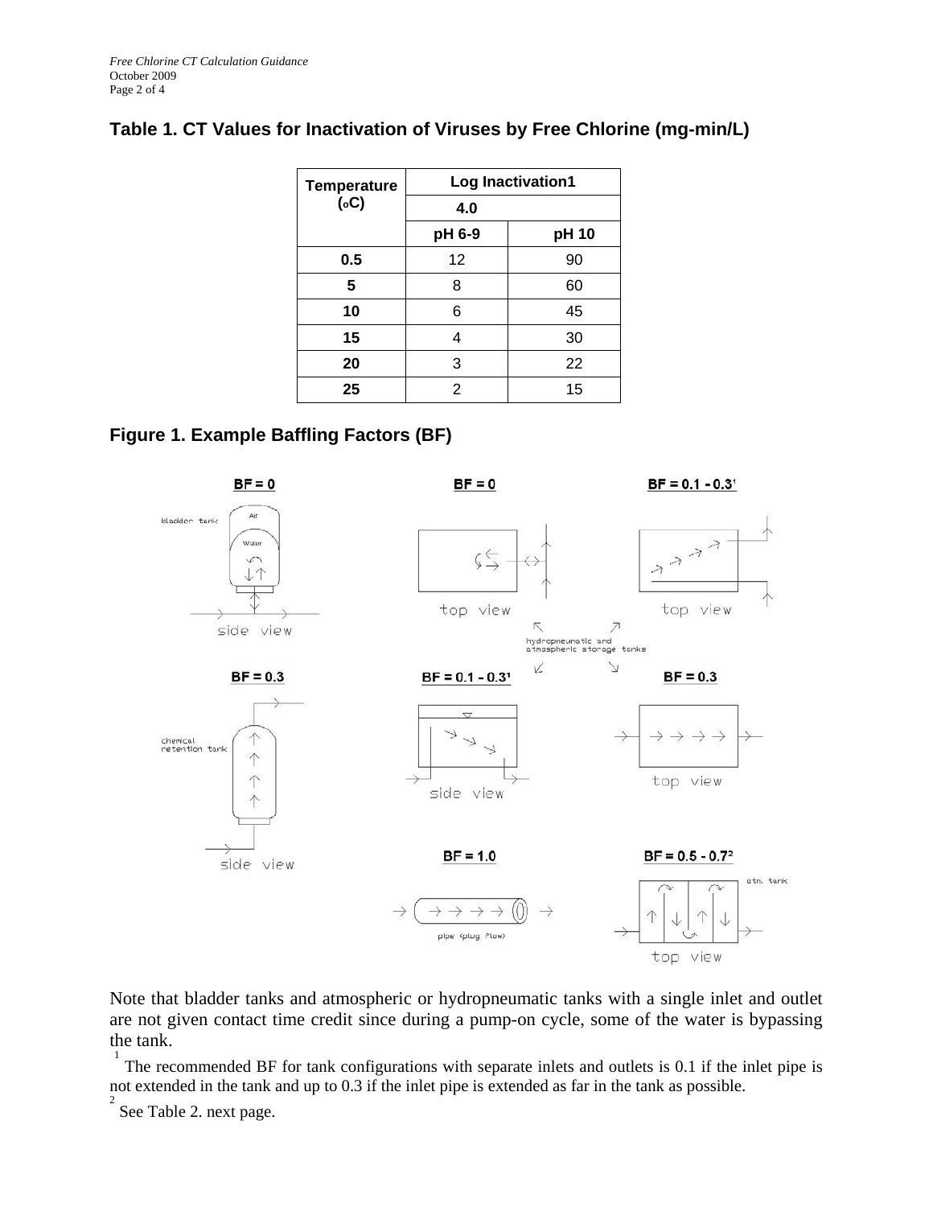## Table 1. CT Values for Inactivation of Viruses by Free Chlorine (mg-min/L)

| Temperature (oC) | Log Inactivation1 | |
|---|---|---|
| | 4.0 | |
| | pH 6-9 | pH 10 |
| **0.5** | 12 | 90 |
| **5** | 8 | 60 |
| **10** | 6 | 45 |
| **15** | 4 | 30 |
| **20** | 3 | 22 |
| **25** | 2 | 15 |

## Figure 1. Example Baffling Factors (BF)

BF = 0
bladder tank
Air
Water
side view

BF = 0
top view

BF = 0.1 - 0.3[1]
top view

hydropneumatic and atmospheric storage tanks

BF = 0.3
chemical retention tank
side view

BF = 0.1 - 0.3[1]
side view

BF = 0.3
top view

BF = 1.0
pipe (plug flow)

BF = 0.5 - 0.7[2]
atm. tank
top view

Note that bladder tanks and atmospheric or hydropneumatic tanks with a single inlet and outlet are not given contact time credit since during a pump-on cycle, some of the water is bypassing the tank.

[1] The recommended BF for tank configurations with separate inlets and outlets is 0.1 if the inlet pipe is not extended in the tank and up to 0.3 if the inlet pipe is extended as far in the tank as possible.

[2] See Table 2. next page.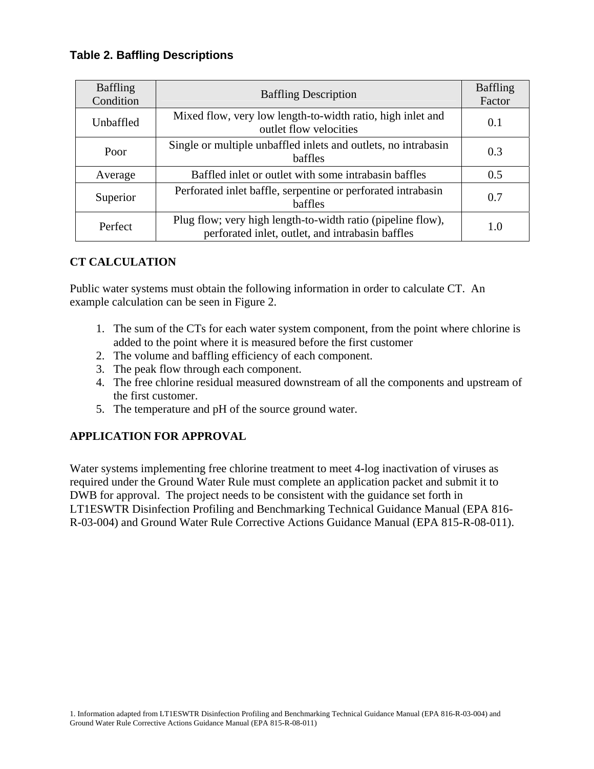### Table 2. Baffling Descriptions

| Baffling Condition | Baffling Description | Baffling Factor |
|---|---|---|
| Unbaffled | Mixed flow, very low length-to-width ratio, high inlet and outlet flow velocities | 0.1 |
| Poor | Single or multiple unbaffled inlets and outlets, no intrabasin baffles | 0.3 |
| Average | Baffled inlet or outlet with some intrabasin baffles | 0.5 |
| Superior | Perforated inlet baffle, serpentine or perforated intrabasin baffles | 0.7 |
| Perfect | Plug flow; very high length-to-width ratio (pipeline flow), perforated inlet, outlet, and intrabasin baffles | 1.0 |

## CT CALCULATION

Public water systems must obtain the following information in order to calculate CT. An example calculation can be seen in Figure 2.

1. The sum of the CTs for each water system component, from the point where chlorine is added to the point where it is measured before the first customer
2. The volume and baffling efficiency of each component.
3. The peak flow through each component.
4. The free chlorine residual measured downstream of all the components and upstream of the first customer.
5. The temperature and pH of the source ground water.

## APPLICATION FOR APPROVAL

Water systems implementing free chlorine treatment to meet 4-log inactivation of viruses as required under the Ground Water Rule must complete an application packet and submit it to DWB for approval. The project needs to be consistent with the guidance set forth in LT1ESWTR Disinfection Profiling and Benchmarking Technical Guidance Manual (EPA 816-R-03-004) and Ground Water Rule Corrective Actions Guidance Manual (EPA 815-R-08-011).

1. Information adapted from LT1ESWTR Disinfection Profiling and Benchmarking Technical Guidance Manual (EPA 816-R-03-004) and Ground Water Rule Corrective Actions Guidance Manual (EPA 815-R-08-011)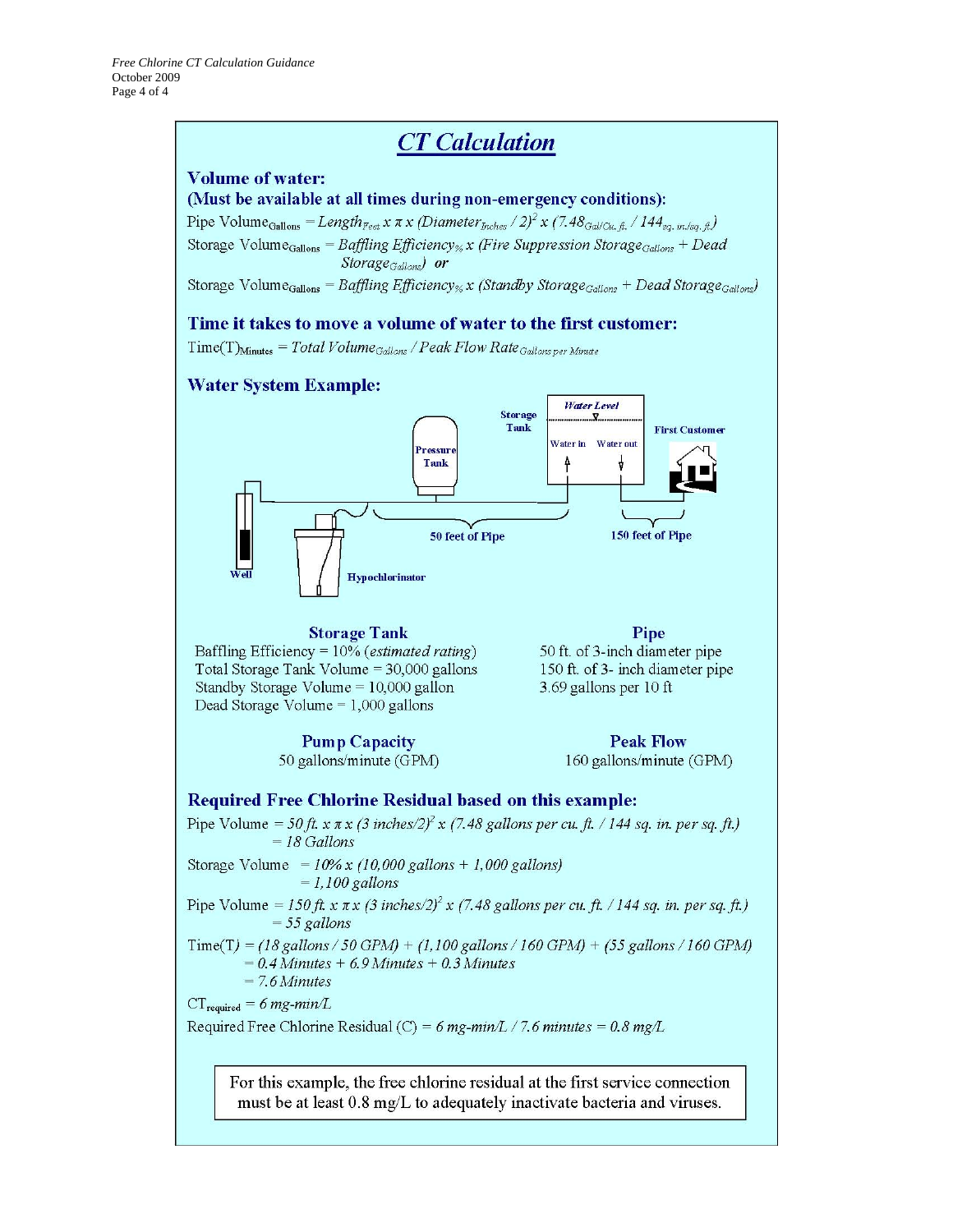# CT Calculation

## Volume of water:

### (Must be available at all times during non-emergency conditions):

Pipe $\text{Volume}_{\text{Gallons}} = \textit{Length}_{\textit{Feet}} \times \pi \times (\textit{Diameter}_{\textit{Inches}} / 2)^2 \times (7.48_{\textit{Gal/Cu. ft.}} / 144_{\textit{sq. in./sq. ft.}})$

Storage $\text{Volume}_{\text{Gallons}} = \textit{Baffling Efficiency}_{\%} \times (\textit{Fire Suppression Storage}_{\textit{Gallons}} + \textit{Dead Storage}_{\textit{Gallons}})$ ***or***

Storage $\text{Volume}_{\text{Gallons}} = \textit{Baffling Efficiency}_{\%} \times (\textit{Standby Storage}_{\textit{Gallons}} + \textit{Dead Storage}_{\textit{Gallons}})$

## Time it takes to move a volume of water to the first customer:

$\text{Time(T)}_{\text{Minutes}} = \textit{Total Volume}_{\textit{Gallons}} / \textit{Peak Flow Rate}_{\textit{Gallons per Minute}}$

## Water System Example:

Well
Hypochlorinator
Pressure Tank
50 feet of Pipe
Storage Tank
Water Level
Water in
Water out
150 feet of Pipe
First Customer

**Storage Tank**
Baffling Efficiency = 10% (*estimated rating*)
Total Storage Tank Volume = 30,000 gallons
Standby Storage Volume = 10,000 gallon
Dead Storage Volume = 1,000 gallons

**Pipe**
50 ft. of 3-inch diameter pipe
150 ft. of 3- inch diameter pipe
3.69 gallons per 10 ft

**Pump Capacity**
50 gallons/minute (GPM)

**Peak Flow**
160 gallons/minute (GPM)

## Required Free Chlorine Residual based on this example:

Pipe Volume $= 50\ ft. \times \pi \times (3\ inches/2)^2 \times (7.48\ gallons\ per\ cu.\ ft. / 144\ sq.\ in.\ per\ sq.\ ft.)$
$= 18\ Gallons$

Storage Volume $= 10\% \times (10{,}000\ gallons + 1{,}000\ gallons)$
$= 1{,}100\ gallons$

Pipe Volume $= 150\ ft. \times \pi \times (3\ inches/2)^2 \times (7.48\ gallons\ per\ cu.\ ft. / 144\ sq.\ in.\ per\ sq.\ ft.)$
$= 55\ gallons$

Time(T) $= (18\ gallons / 50\ GPM) + (1{,}100\ gallons / 160\ GPM) + (55\ gallons / 160\ GPM)$
$= 0.4\ Minutes + 6.9\ Minutes + 0.3\ Minutes$
$= 7.6\ Minutes$

$CT_{required} = 6\ mg\text{-}min/L$

Required Free Chlorine Residual (C) $= 6\ mg\text{-}min/L / 7.6\ minutes = 0.8\ mg/L$

> For this example, the free chlorine residual at the first service connection must be at least 0.8 mg/L to adequately inactivate bacteria and viruses.